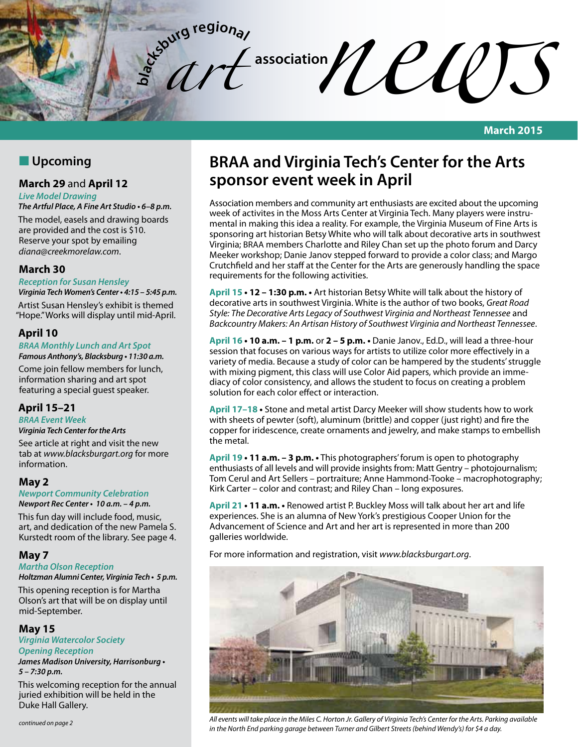# blacksburg regional art association news

**March 2015**

## Upcoming

### March 29 and April 12

***Live Model Drawing***

***The Artful Place, A Fine Art Studio • 6–8 p.m.***

The model, easels and drawing boards are provided and the cost is $10. Reserve your spot by emailing *diana@creekmorelaw.com*.

### March 30

***Reception for Susan Hensley***

***Virginia Tech Women's Center • 4:15 – 5:45 p.m.***

Artist Susan Hensley's exhibit is themed "Hope." Works will display until mid-April.

### April 10

***BRAA Monthly Lunch and Art Spot***

***Famous Anthony's, Blacksburg • 11:30 a.m.***

Come join fellow members for lunch, information sharing and art spot featuring a special guest speaker.

### April 15–21

***BRAA Event Week***

***Virginia Tech Center for the Arts***

See article at right and visit the new tab at *www.blacksburgart.org* for more information.

### May 2

***Newport Community Celebration***

***Newport Rec Center • 10 a.m. – 4 p.m.***

This fun day will include food, music, art, and dedication of the new Pamela S. Kurstedt room of the library. See page 4.

### May 7

***Martha Olson Reception***

***Holtzman Alumni Center, Virginia Tech • 5 p.m.***

This opening reception is for Martha Olson's art that will be on display until mid-September.

### May 15

***Virginia Watercolor Society Opening Reception***

***James Madison University, Harrisonburg • 5 – 7:30 p.m.***

This welcoming reception for the annual juried exhibition will be held in the Duke Hall Gallery.

*continued on page 2*

## BRAA and Virginia Tech's Center for the Arts sponsor event week in April

Association members and community art enthusiasts are excited about the upcoming week of activites in the Moss Arts Center at Virginia Tech. Many players were instrumental in making this idea a reality. For example, the Virginia Museum of Fine Arts is sponsoring art historian Betsy White who will talk about decorative arts in southwest Virginia; BRAA members Charlotte and Riley Chan set up the photo forum and Darcy Meeker workshop; Danie Janov stepped forward to provide a color class; and Margo Crutchfield and her staff at the Center for the Arts are generously handling the space requirements for the following activities.

**April 15 • 12 – 1:30 p.m. •** Art historian Betsy White will talk about the history of decorative arts in southwest Virginia. White is the author of two books, *Great Road Style: The Decorative Arts Legacy of Southwest Virginia and Northeast Tennessee* and *Backcountry Makers: An Artisan History of Southwest Virginia and Northeast Tennessee*.

**April 16 • 10 a.m. – 1 p.m.** or **2 – 5 p.m. •** Danie Janov., Ed.D., will lead a three-hour session that focuses on various ways for artists to utilize color more effectively in a variety of media. Because a study of color can be hampered by the students' struggle with mixing pigment, this class will use Color Aid papers, which provide an immediacy of color consistency, and allows the student to focus on creating a problem solution for each color effect or interaction.

**April 17–18 •** Stone and metal artist Darcy Meeker will show students how to work with sheets of pewter (soft), aluminum (brittle) and copper (just right) and fire the copper for iridescence, create ornaments and jewelry, and make stamps to embellish the metal.

**April 19 • 11 a.m. – 3 p.m. •** This photographers' forum is open to photography enthusiasts of all levels and will provide insights from: Matt Gentry – photojournalism; Tom Cerul and Art Sellers – portraiture; Anne Hammond-Tooke – macrophotography; Kirk Carter – color and contrast; and Riley Chan – long exposures.

**April 21 • 11 a.m. •** Renowned artist P. Buckley Moss will talk about her art and life experiences. She is an alumna of New York's prestigious Cooper Union for the Advancement of Science and Art and her art is represented in more than 200 galleries worldwide.

For more information and registration, visit *www.blacksburgart.org*.

*All events will take place in the Miles C. Horton Jr. Gallery of Virginia Tech's Center for the Arts. Parking available in the North End parking garage between Turner and Gilbert Streets (behind Wendy's) for $4 a day.*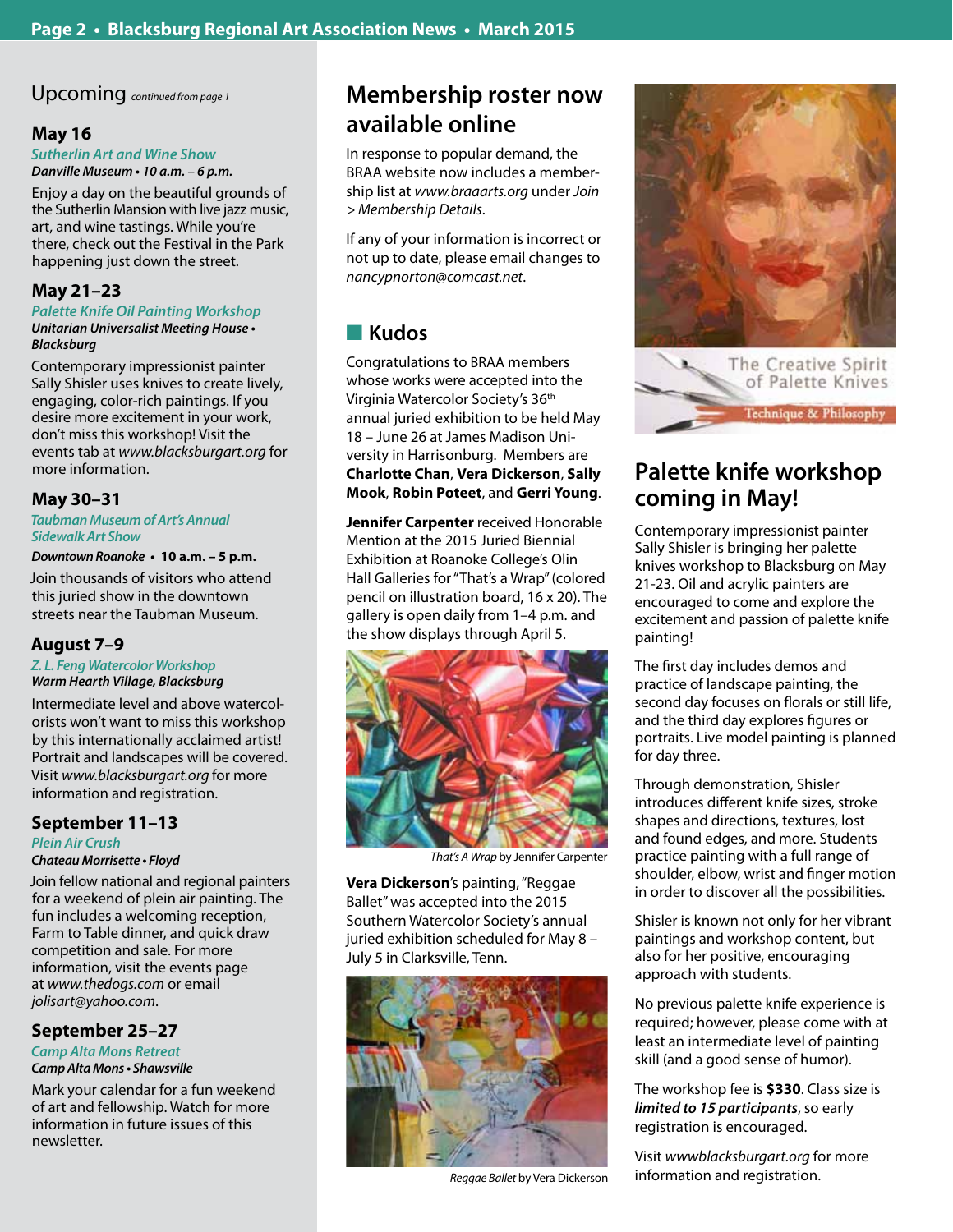## Upcoming *continued from page 1*

### May 16

***Sutherlin Art and Wine Show***
***Danville Museum • 10 a.m. – 6 p.m.***

Enjoy a day on the beautiful grounds of the Sutherlin Mansion with live jazz music, art, and wine tastings. While you're there, check out the Festival in the Park happening just down the street.

### May 21–23

***Palette Knife Oil Painting Workshop***
***Unitarian Universalist Meeting House • Blacksburg***

Contemporary impressionist painter Sally Shisler uses knives to create lively, engaging, color-rich paintings. If you desire more excitement in your work, don't miss this workshop! Visit the events tab at *www.blacksburgart.org* for more information.

### May 30–31

***Taubman Museum of Art's Annual Sidewalk Art Show***
***Downtown Roanoke* • 10 a.m. – 5 p.m.**

Join thousands of visitors who attend this juried show in the downtown streets near the Taubman Museum.

### August 7–9

***Z. L. Feng Watercolor Workshop***
***Warm Hearth Village, Blacksburg***

Intermediate level and above watercolorists won't want to miss this workshop by this internationally acclaimed artist! Portrait and landscapes will be covered. Visit *www.blacksburgart.org* for more information and registration.

### September 11–13

***Plein Air Crush***
***Chateau Morrisette • Floyd***

Join fellow national and regional painters for a weekend of plein air painting. The fun includes a welcoming reception, Farm to Table dinner, and quick draw competition and sale. For more information, visit the events page at *www.thedogs.com* or email *jolisart@yahoo.com*.

### September 25–27

***Camp Alta Mons Retreat***
***Camp Alta Mons • Shawsville***

Mark your calendar for a fun weekend of art and fellowship. Watch for more information in future issues of this newsletter.

## Membership roster now available online

In response to popular demand, the BRAA website now includes a membership list at *www.braaarts.org* under *Join > Membership Details*.

If any of your information is incorrect or not up to date, please email changes to *nancypnorton@comcast.net*.

## Kudos

Congratulations to BRAA members whose works were accepted into the Virginia Watercolor Society's 36th annual juried exhibition to be held May 18 – June 26 at James Madison University in Harrisonburg. Members are **Charlotte Chan**, **Vera Dickerson**, **Sally Mook**, **Robin Poteet**, and **Gerri Young**.

**Jennifer Carpenter** received Honorable Mention at the 2015 Juried Biennial Exhibition at Roanoke College's Olin Hall Galleries for "That's a Wrap" (colored pencil on illustration board, 16 x 20). The gallery is open daily from 1–4 p.m. and the show displays through April 5.

*That's A Wrap* by Jennifer Carpenter

**Vera Dickerson**'s painting, "Reggae Ballet" was accepted into the 2015 Southern Watercolor Society's annual juried exhibition scheduled for May 8 – July 5 in Clarksville, Tenn.

*Reggae Ballet* by Vera Dickerson

The Creative Spirit of Palette Knives
Technique & Philosophy

## Palette knife workshop coming in May!

Contemporary impressionist painter Sally Shisler is bringing her palette knives workshop to Blacksburg on May 21-23. Oil and acrylic painters are encouraged to come and explore the excitement and passion of palette knife painting!

The first day includes demos and practice of landscape painting, the second day focuses on florals or still life, and the third day explores figures or portraits. Live model painting is planned for day three.

Through demonstration, Shisler introduces different knife sizes, stroke shapes and directions, textures, lost and found edges, and more. Students practice painting with a full range of shoulder, elbow, wrist and finger motion in order to discover all the possibilities.

Shisler is known not only for her vibrant paintings and workshop content, but also for her positive, encouraging approach with students.

No previous palette knife experience is required; however, please come with at least an intermediate level of painting skill (and a good sense of humor).

The workshop fee is **$330**. Class size is ***limited to 15 participants***, so early registration is encouraged.

Visit *wwwblacksburgart.org* for more information and registration.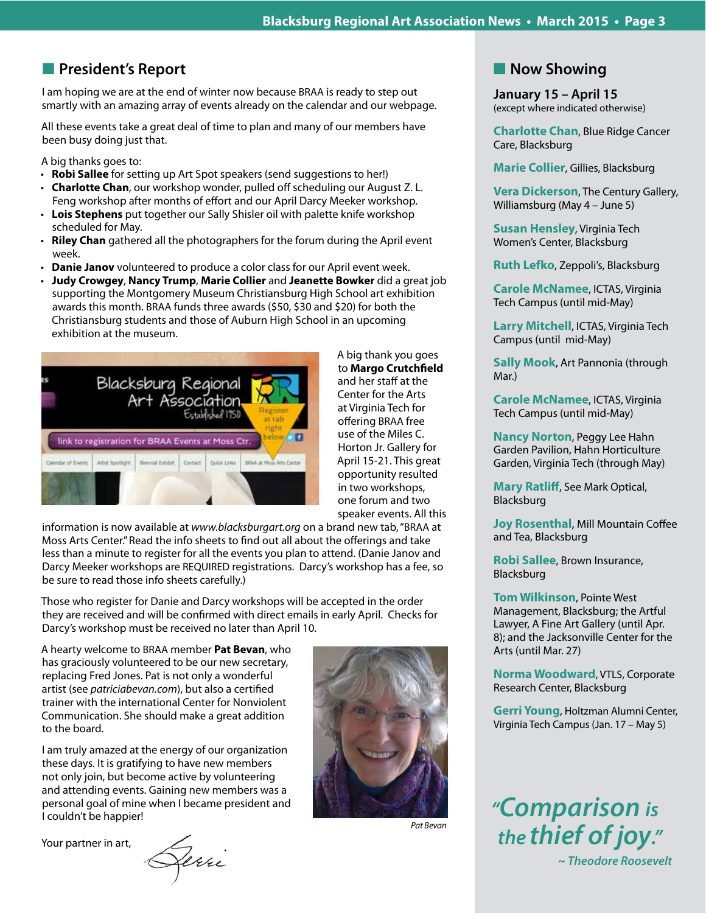## President's Report

I am hoping we are at the end of winter now because BRAA is ready to step out smartly with an amazing array of events already on the calendar and our webpage.

All these events take a great deal of time to plan and many of our members have been busy doing just that.

A big thanks goes to:

- **Robi Sallee** for setting up Art Spot speakers (send suggestions to her!)
- **Charlotte Chan**, our workshop wonder, pulled off scheduling our August Z. L. Feng workshop after months of effort and our April Darcy Meeker workshop.
- **Lois Stephens** put together our Sally Shisler oil with palette knife workshop scheduled for May.
- **Riley Chan** gathered all the photographers for the forum during the April event week.
- **Danie Janov** volunteered to produce a color class for our April event week.
- **Judy Crowgey**, **Nancy Trump**, **Marie Collier** and **Jeanette Bowker** did a great job supporting the Montgomery Museum Christiansburg High School art exhibition awards this month. BRAA funds three awards ($50, $30 and $20) for both the Christiansburg students and those of Auburn High School in an upcoming exhibition at the museum.

A big thank you goes to **Margo Crutchfield** and her staff at the Center for the Arts at Virginia Tech for offering BRAA free use of the Miles C. Horton Jr. Gallery for April 15-21. This great opportunity resulted in two workshops, one forum and two speaker events. All this information is now available at *www.blacksburgart.org* on a brand new tab, "BRAA at Moss Arts Center." Read the info sheets to find out all about the offerings and take less than a minute to register for all the events you plan to attend. (Danie Janov and Darcy Meeker workshops are REQUIRED registrations. Darcy's workshop has a fee, so be sure to read those info sheets carefully.)

Those who register for Danie and Darcy workshops will be accepted in the order they are received and will be confirmed with direct emails in early April. Checks for Darcy's workshop must be received no later than April 10.

A hearty welcome to BRAA member **Pat Bevan**, who has graciously volunteered to be our new secretary, replacing Fred Jones. Pat is not only a wonderful artist (see *patriciabevan.com*), but also a certified trainer with the international Center for Nonviolent Communication. She should make a great addition to the board.

*Pat Bevan*

I am truly amazed at the energy of our organization these days. It is gratifying to have new members not only join, but become active by volunteering and attending events. Gaining new members was a personal goal of mine when I became president and I couldn't be happier!

Your partner in art,

Jerri

## Now Showing

**January 15 – April 15**
(except where indicated otherwise)

**Charlotte Chan**, Blue Ridge Cancer Care, Blacksburg

**Marie Collier**, Gillies, Blacksburg

**Vera Dickerson**, The Century Gallery, Williamsburg (May 4 – June 5)

**Susan Hensley**, Virginia Tech Women's Center, Blacksburg

**Ruth Lefko**, Zeppoli's, Blacksburg

**Carole McNamee**, ICTAS, Virginia Tech Campus (until mid-May)

**Larry Mitchell**, ICTAS, Virginia Tech Campus (until mid-May)

**Sally Mook**, Art Pannonia (through Mar.)

**Carole McNamee**, ICTAS, Virginia Tech Campus (until mid-May)

**Nancy Norton**, Peggy Lee Hahn Garden Pavilion, Hahn Horticulture Garden, Virginia Tech (through May)

**Mary Ratliff**, See Mark Optical, Blacksburg

**Joy Rosenthal**, Mill Mountain Coffee and Tea, Blacksburg

**Robi Sallee**, Brown Insurance, Blacksburg

**Tom Wilkinson**, Pointe West Management, Blacksburg; the Artful Lawyer, A Fine Art Gallery (until Apr. 8); and the Jacksonville Center for the Arts (until Mar. 27)

**Norma Woodward**, VTLS, Corporate Research Center, Blacksburg

**Gerri Young**, Holtzman Alumni Center, Virginia Tech Campus (Jan. 17 – May 5)

*"Comparison is the thief of joy."*
*~ Theodore Roosevelt*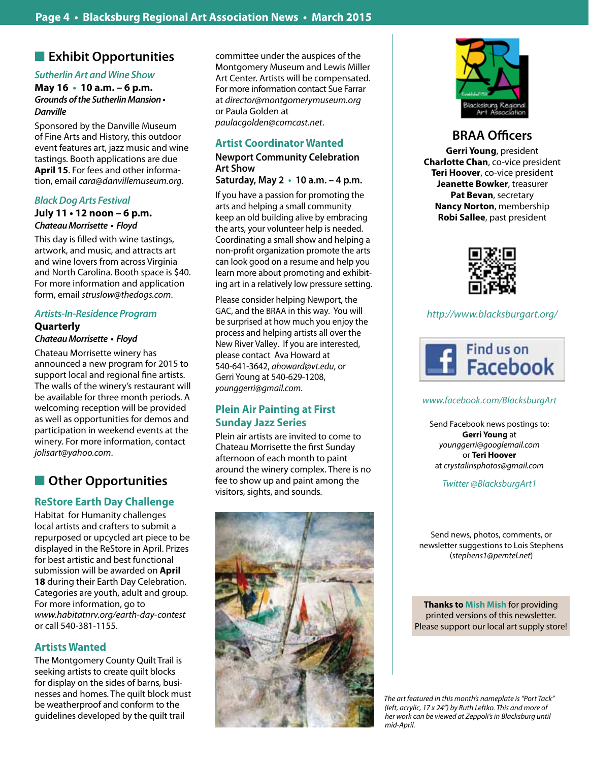## Exhibit Opportunities

### *Sutherlin Art and Wine Show*

**May 16 • 10 a.m. – 6 p.m.**
***Grounds of the Sutherlin Mansion • Danville***

Sponsored by the Danville Museum of Fine Arts and History, this outdoor event features art, jazz music and wine tastings. Booth applications are due **April 15**. For fees and other information, email *cara@danvillemuseum.org*.

### *Black Dog Arts Festival*

**July 11 • 12 noon – 6 p.m.**
***Chateau Morrisette • Floyd***

This day is filled with wine tastings, artwork, and music, and attracts art and wine lovers from across Virginia and North Carolina. Booth space is $40. For more information and application form, email *struslow@thedogs.com*.

### *Artists-In-Residence Program*

**Quarterly**
***Chateau Morrisette • Floyd***

Chateau Morrisette winery has announced a new program for 2015 to support local and regional fine artists. The walls of the winery's restaurant will be available for three month periods. A welcoming reception will be provided as well as opportunities for demos and participation in weekend events at the winery. For more information, contact *jolisart@yahoo.com*.

## Other Opportunities

### ReStore Earth Day Challenge

Habitat for Humanity challenges local artists and crafters to submit a repurposed or upcycled art piece to be displayed in the ReStore in April. Prizes for best artistic and best functional submission will be awarded on **April 18** during their Earth Day Celebration. Categories are youth, adult and group. For more information, go to *www.habitatnrv.org/earth-day-contest* or call 540-381-1155.

### Artists Wanted

The Montgomery County Quilt Trail is seeking artists to create quilt blocks for display on the sides of barns, businesses and homes. The quilt block must be weatherproof and conform to the guidelines developed by the quilt trail committee under the auspices of the Montgomery Museum and Lewis Miller Art Center. Artists will be compensated. For more information contact Sue Farrar at *director@montgomerymuseum.org* or Paula Golden at *paulacgolden@comcast.net*.

### Artist Coordinator Wanted

**Newport Community Celebration Art Show**
**Saturday, May 2 • 10 a.m. – 4 p.m.**

If you have a passion for promoting the arts and helping a small community keep an old building alive by embracing the arts, your volunteer help is needed. Coordinating a small show and helping a non-profit organization promote the arts can look good on a resume and help you learn more about promoting and exhibiting art in a relatively low pressure setting.

Please consider helping Newport, the GAC, and the BRAA in this way. You will be surprised at how much you enjoy the process and helping artists all over the New River Valley. If you are interested, please contact Ava Howard at 540-641-3642, *ahoward@vt.edu*, or Gerri Young at 540-629-1208, *younggerri@gmail.com*.

### Plein Air Painting at First Sunday Jazz Series

Plein air artists are invited to come to Chateau Morrisette the first Sunday afternoon of each month to paint around the winery complex. There is no fee to show up and paint among the visitors, sights, and sounds.

## BRAA Officers

**Gerri Young**, president
**Charlotte Chan**, co-vice president
**Teri Hoover**, co-vice president
**Jeanette Bowker**, treasurer
**Pat Bevan**, secretary
**Nancy Norton**, membership
**Robi Sallee**, past president

*http://www.blacksburgart.org/*

Find us on Facebook

*www.facebook.com/BlacksburgArt*

Send Facebook news postings to: **Gerri Young** at *younggerri@googlemail.com* or **Teri Hoover** at *crystalirisphotos@gmail.com*

*Twitter @BlacksburgArt1*

Send news, photos, comments, or newsletter suggestions to Lois Stephens (*stephens1@pemtel.net*)

**Thanks to** Mish Mish for providing printed versions of this newsletter. Please support our local art supply store!

*The art featured in this month's nameplate is "Port Tack" (left, acrylic, 17 x 24") by Ruth Leftko. This and more of her work can be viewed at Zeppoli's in Blacksburg until mid-April.*